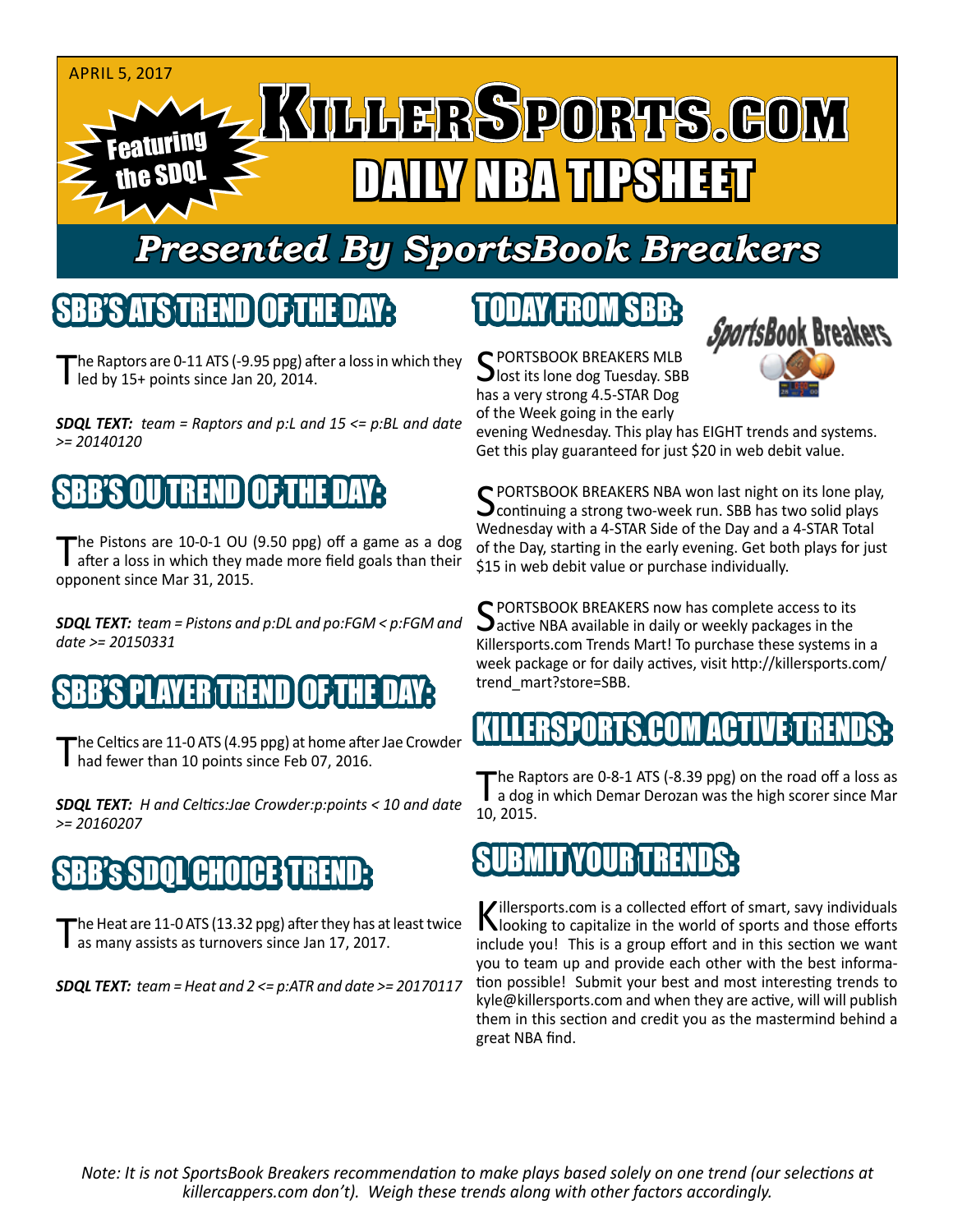APRIL 5, 2017

Featuring the SDQL

# KILLERSPORTS.COM DAILY NBA TIPSHEET

## Presented By SportsBook Breakers

## SBB'S ATS TREND OF THE DAY:

The Raptors are 0-11 ATS (-9.95 ppg) after a loss in which they led by 15+ points since Jan 20, 2014.

***SDQL TEXT:** team = Raptors and p:L and 15 <= p:BL and date >= 20140120*

## SBB'S OU TREND OF THE DAY:

The Pistons are 10-0-1 OU (9.50 ppg) off a game as a dog after a loss in which they made more field goals than their opponent since Mar 31, 2015.

***SDQL TEXT:** team = Pistons and p:DL and po:FGM < p:FGM and date >= 20150331*

## SBB'S PLAYER TREND OF THE DAY:

The Celtics are 11-0 ATS (4.95 ppg) at home after Jae Crowder had fewer than 10 points since Feb 07, 2016.

***SDQL TEXT:** H and Celtics:Jae Crowder:p:points < 10 and date >= 20160207*

## SBB's SDQL CHOICE TREND:

The Heat are 11-0 ATS (13.32 ppg) after they has at least twice as many assists as turnovers since Jan 17, 2017.

***SDQL TEXT:** team = Heat and 2 <= p:ATR and date >= 20170117*

## TODAY FROM SBB:

SportsBook Breakers

SPORTSBOOK BREAKERS MLB lost its lone dog Tuesday. SBB has a very strong 4.5-STAR Dog of the Week going in the early evening Wednesday. This play has EIGHT trends and systems. Get this play guaranteed for just $20 in web debit value.

SPORTSBOOK BREAKERS NBA won last night on its lone play, continuing a strong two-week run. SBB has two solid plays Wednesday with a 4-STAR Side of the Day and a 4-STAR Total of the Day, starting in the early evening. Get both plays for just $15 in web debit value or purchase individually.

SPORTSBOOK BREAKERS now has complete access to its active NBA available in daily or weekly packages in the Killersports.com Trends Mart! To purchase these systems in a week package or for daily actives, visit http://killersports.com/trend_mart?store=SBB.

## KILLERSPORTS.COM ACTIVE TRENDS:

The Raptors are 0-8-1 ATS (-8.39 ppg) on the road off a loss as a dog in which Demar Derozan was the high scorer since Mar 10, 2015.

## SUBMIT YOUR TRENDS:

Killersports.com is a collected effort of smart, savy individuals looking to capitalize in the world of sports and those efforts include you! This is a group effort and in this section we want you to team up and provide each other with the best information possible! Submit your best and most interesting trends to kyle@killersports.com and when they are active, will will publish them in this section and credit you as the mastermind behind a great NBA find.

*Note: It is not SportsBook Breakers recommendation to make plays based solely on one trend (our selections at killercappers.com don't). Weigh these trends along with other factors accordingly.*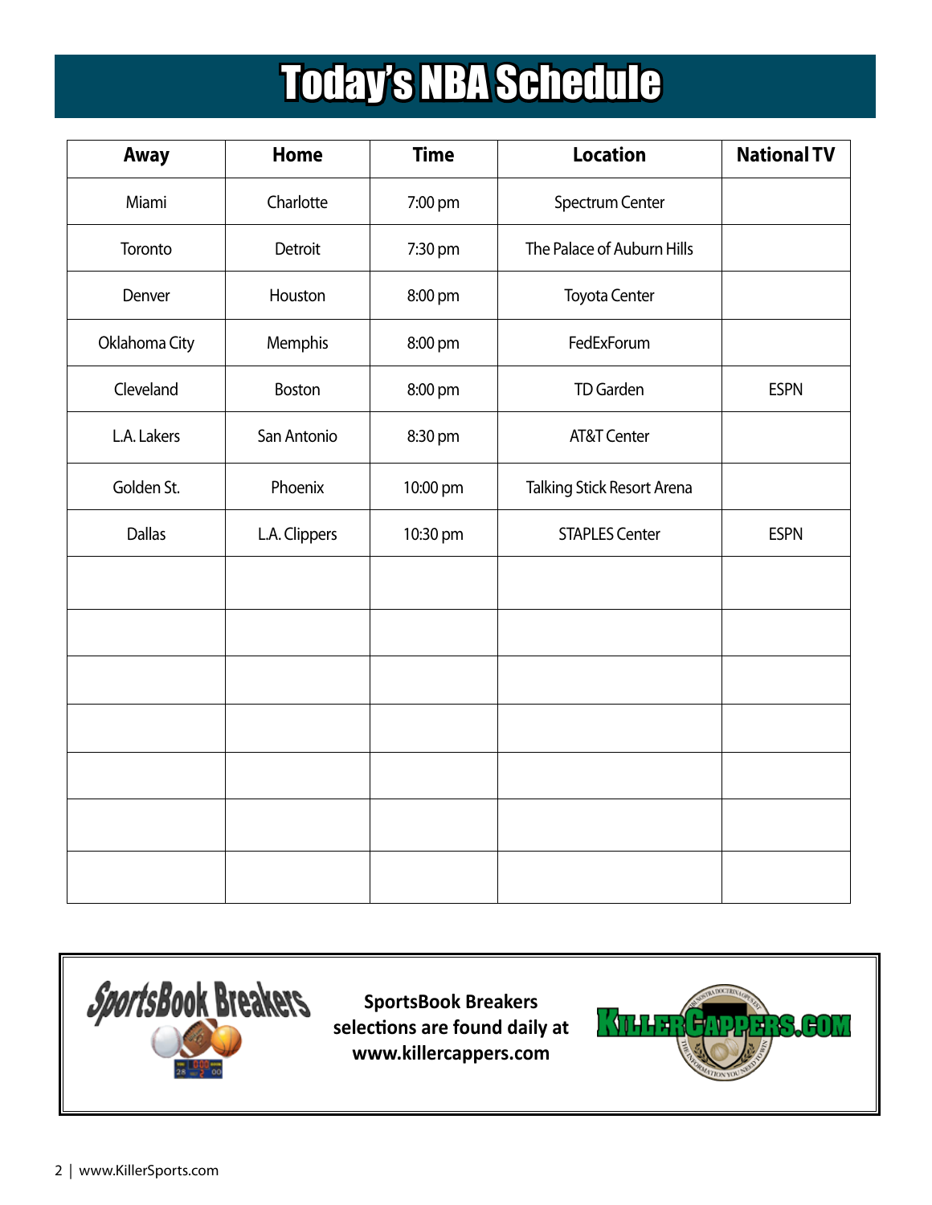# Today's NBA Schedule

| Away | Home | Time | Location | National TV |
|---|---|---|---|---|
| Miami | Charlotte | 7:00 pm | Spectrum Center | |
| Toronto | Detroit | 7:30 pm | The Palace of Auburn Hills | |
| Denver | Houston | 8:00 pm | Toyota Center | |
| Oklahoma City | Memphis | 8:00 pm | FedExForum | |
| Cleveland | Boston | 8:00 pm | TD Garden | ESPN |
| L.A. Lakers | San Antonio | 8:30 pm | AT&T Center | |
| Golden St. | Phoenix | 10:00 pm | Talking Stick Resort Arena | |
| Dallas | L.A. Clippers | 10:30 pm | STAPLES Center | ESPN |
| | | | | |
| | | | | |
| | | | | |
| | | | | |
| | | | | |
| | | | | |
| | | | | |

SportsBook Breakers

**SportsBook Breakers selections are found daily at www.killercappers.com**

KILLERCAPPERS.COM